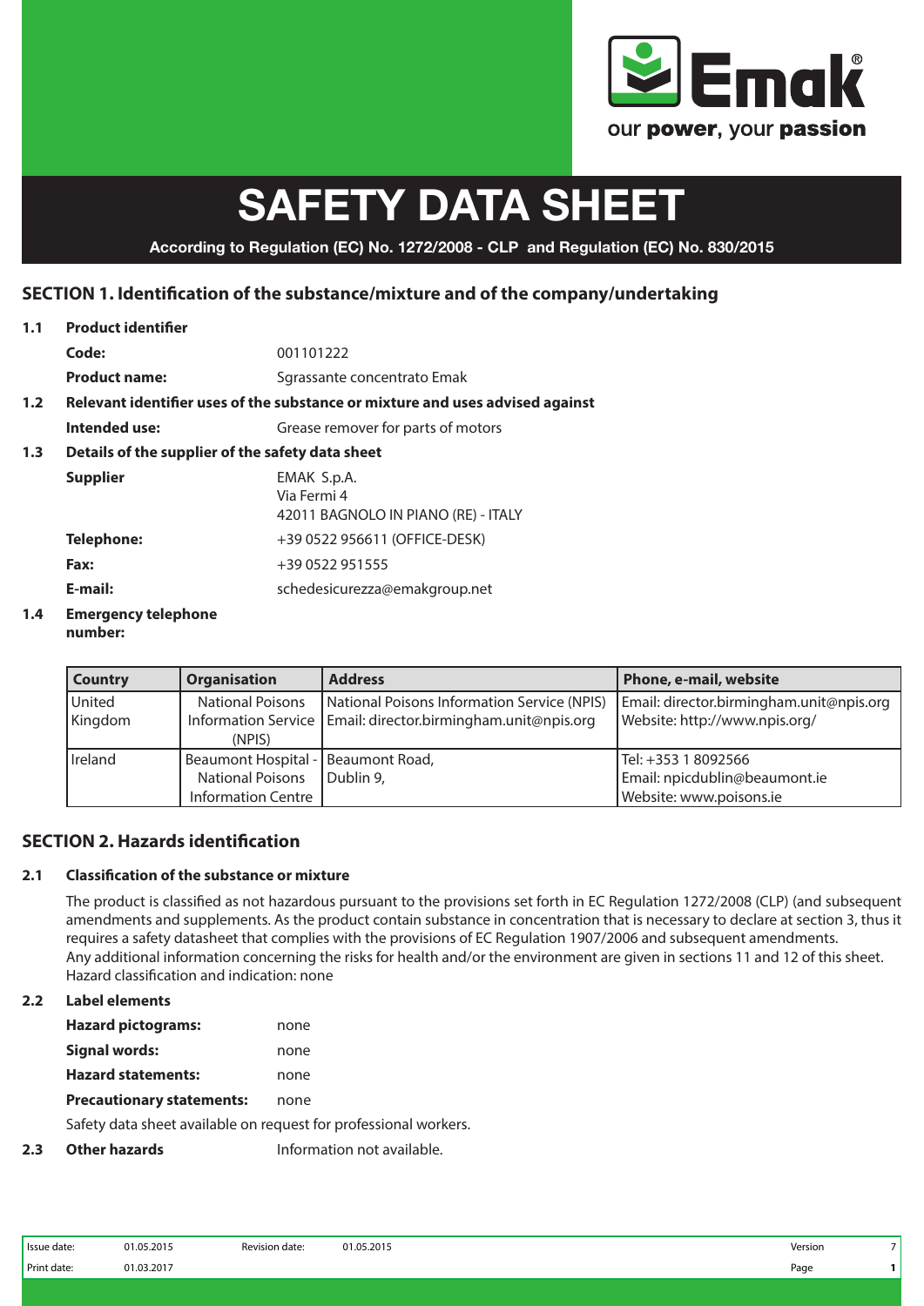# SAFETY DATA SHEET

**According to Regulation (EC) No. 1272/2008 - CLP and Regulation (EC) No. 830/2015**

## SECTION 1. Identification of the substance/mixture and of the company/undertaking

**1.1 Product identifier**

**Code:** 001101222

**Product name:** Sgrassante concentrato Emak

**1.2 Relevant identifier uses of the substance or mixture and uses advised against**

**Intended use:** Grease remover for parts of motors

**1.3 Details of the supplier of the safety data sheet**

**Supplier**
EMAK S.p.A.
Via Fermi 4
42011 BAGNOLO IN PIANO (RE) - ITALY

**Telephone:** +39 0522 956611 (OFFICE-DESK)

**Fax:** +39 0522 951555

**E-mail:** schedesicurezza@emakgroup.net

**1.4 Emergency telephone number:**

| Country | Organisation | Address | Phone, e-mail, website |
|---|---|---|---|
| United Kingdom | National Poisons Information Service (NPIS) | National Poisons Information Service (NPIS) Email: director.birmingham.unit@npis.org | Email: director.birmingham.unit@npis.org Website: http://www.npis.org/ |
| Ireland | Beaumont Hospital - National Poisons Information Centre | Beaumont Road, Dublin 9, | Tel: +353 1 8092566 Email: npicdublin@beaumont.ie Website: www.poisons.ie |

## SECTION 2. Hazards identification

**2.1 Classification of the substance or mixture**

The product is classified as not hazardous pursuant to the provisions set forth in EC Regulation 1272/2008 (CLP) (and subsequent amendments and supplements. As the product contain substance in concentration that is necessary to declare at section 3, thus it requires a safety datasheet that complies with the provisions of EC Regulation 1907/2006 and subsequent amendments.
Any additional information concerning the risks for health and/or the environment are given in sections 11 and 12 of this sheet.
Hazard classification and indication: none

**2.2 Label elements**

**Hazard pictograms:** none

**Signal words:** none

**Hazard statements:** none

**Precautionary statements:** none

Safety data sheet available on request for professional workers.

**2.3 Other hazards** Information not available.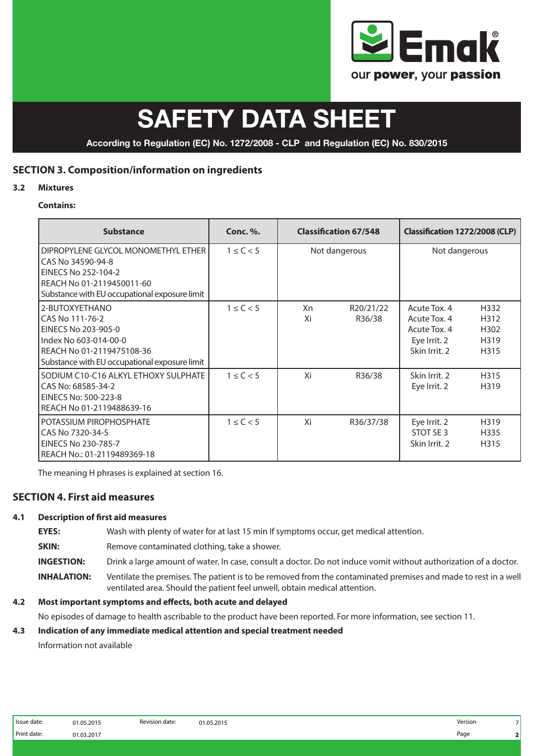# SAFETY DATA SHEET

**According to Regulation (EC) No. 1272/2008 - CLP and Regulation (EC) No. 830/2015**

## SECTION 3. Composition/information on ingredients

### 3.2 Mixtures

**Contains:**

| Substance | Conc. %. | Classification 67/548 | | Classification 1272/2008 (CLP) | |
|---|---|---|---|---|---|
| DIPROPYLENE GLYCOL MONOMETHYL ETHER<br>CAS No 34590-94-8<br>EINECS No 252-104-2<br>REACH No 01-2119450011-60<br>Substance with EU occupational exposure limit | 1 ≤ C < 5 | Not dangerous | | Not dangerous | |
| 2-BUTOXYETHANO<br>CAS No 111-76-2<br>EINECS No 203-905-0<br>Index No 603-014-00-0<br>REACH No 01-2119475108-36<br>Substance with EU occupational exposure limit | 1 ≤ C < 5 | Xn<br>Xi | R20/21/22<br>R36/38 | Acute Tox. 4<br>Acute Tox. 4<br>Acute Tox. 4<br>Eye Irrit. 2<br>Skin Irrit. 2 | H332<br>H312<br>H302<br>H319<br>H315 |
| SODIUM C10-C16 ALKYL ETHOXY SULPHATE<br>CAS No: 68585-34-2<br>EINECS No: 500-223-8<br>REACH No 01-2119488639-16 | 1 ≤ C < 5 | Xi | R36/38 | Skin Irrit. 2<br>Eye Irrit. 2 | H315<br>H319 |
| POTASSIUM PIROPHOSPHATE<br>CAS No 7320-34-5<br>EINECS No 230-785-7<br>REACH No.: 01-2119489369-18 | 1 ≤ C < 5 | Xi | R36/37/38 | Eye Irrit. 2<br>STOT SE 3<br>Skin Irrit. 2 | H319<br>H335<br>H315 |

The meaning H phrases is explained at section 16.

## SECTION 4. First aid measures

### 4.1 Description of first aid measures

**EYES:** Wash with plenty of water for at last 15 min If symptoms occur, get medical attention.

**SKIN:** Remove contaminated clothing, take a shower.

**INGESTION:** Drink a large amount of water. In case, consult a doctor. Do not induce vomit without authorization of a doctor.

**INHALATION:** Ventilate the premises. The patient is to be removed from the contaminated premises and made to rest in a well ventilated area. Should the patient feel unwell, obtain medical attention.

### 4.2 Most important symptoms and effects, both acute and delayed

No episodes of damage to health ascribable to the product have been reported. For more information, see section 11.

### 4.3 Indication of any immediate medical attention and special treatment needed

Information not available

| Issue date: | 01.05.2015 | Revision date: | 01.05.2015 | Version | 7 |
|---|---|---|---|---|---|
| Print date: | 01.03.2017 | | | | |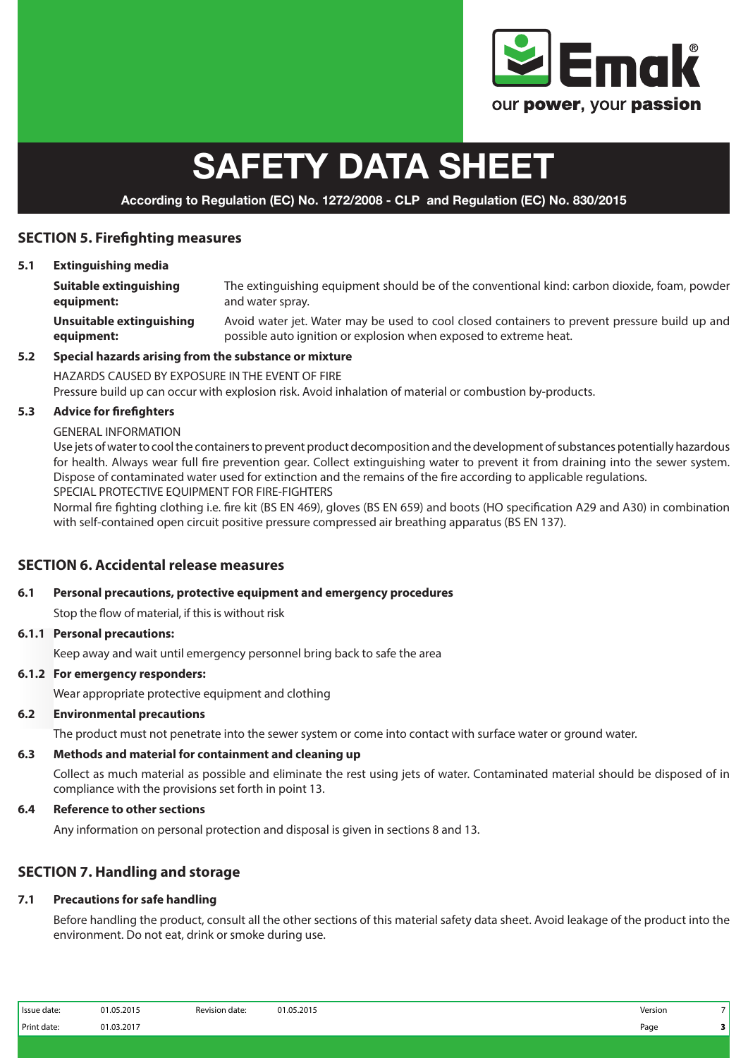## SECTION 5. Firefighting measures

### 5.1 Extinguishing media

**Suitable extinguishing equipment:** The extinguishing equipment should be of the conventional kind: carbon dioxide, foam, powder and water spray.

**Unsuitable extinguishing equipment:** Avoid water jet. Water may be used to cool closed containers to prevent pressure build up and possible auto ignition or explosion when exposed to extreme heat.

### 5.2 Special hazards arising from the substance or mixture

HAZARDS CAUSED BY EXPOSURE IN THE EVENT OF FIRE
Pressure build up can occur with explosion risk. Avoid inhalation of material or combustion by-products.

### 5.3 Advice for firefighters

GENERAL INFORMATION
Use jets of water to cool the containers to prevent product decomposition and the development of substances potentially hazardous for health. Always wear full fire prevention gear. Collect extinguishing water to prevent it from draining into the sewer system. Dispose of contaminated water used for extinction and the remains of the fire according to applicable regulations.
SPECIAL PROTECTIVE EQUIPMENT FOR FIRE-FIGHTERS
Normal fire fighting clothing i.e. fire kit (BS EN 469), gloves (BS EN 659) and boots (HO specification A29 and A30) in combination with self-contained open circuit positive pressure compressed air breathing apparatus (BS EN 137).

## SECTION 6. Accidental release measures

### 6.1 Personal precautions, protective equipment and emergency procedures

Stop the flow of material, if this is without risk

### 6.1.1 Personal precautions:

Keep away and wait until emergency personnel bring back to safe the area

### 6.1.2 For emergency responders:

Wear appropriate protective equipment and clothing

### 6.2 Environmental precautions

The product must not penetrate into the sewer system or come into contact with surface water or ground water.

### 6.3 Methods and material for containment and cleaning up

Collect as much material as possible and eliminate the rest using jets of water. Contaminated material should be disposed of in compliance with the provisions set forth in point 13.

### 6.4 Reference to other sections

Any information on personal protection and disposal is given in sections 8 and 13.

## SECTION 7. Handling and storage

### 7.1 Precautions for safe handling

Before handling the product, consult all the other sections of this material safety data sheet. Avoid leakage of the product into the environment. Do not eat, drink or smoke during use.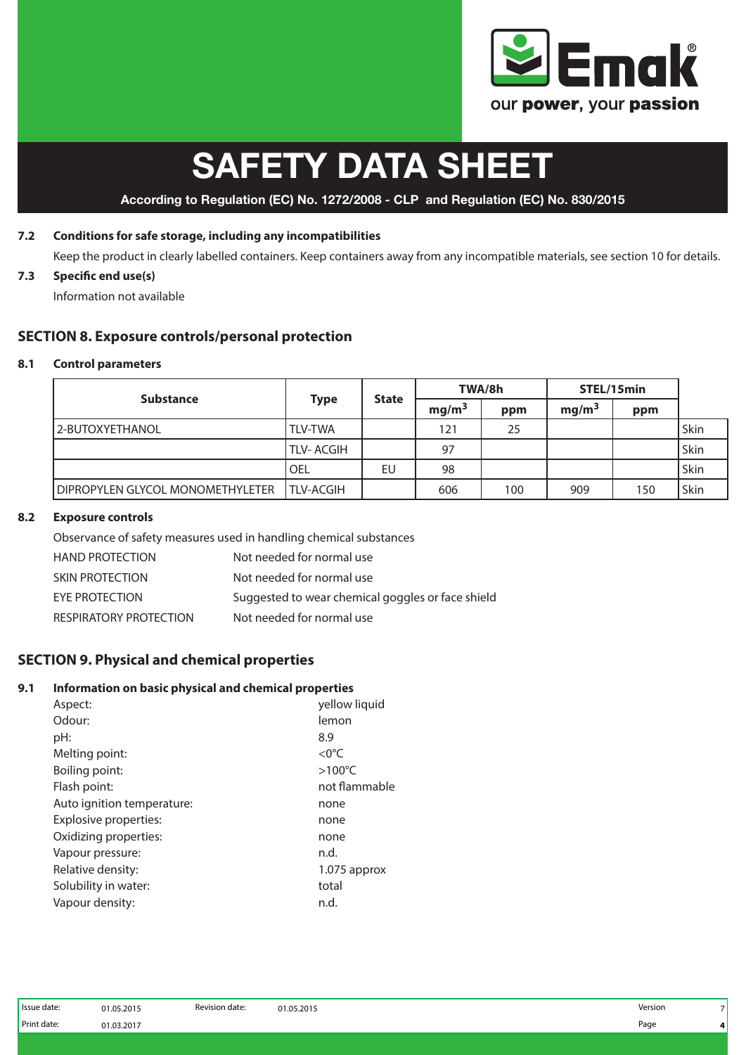### 7.2 Conditions for safe storage, including any incompatibilities

Keep the product in clearly labelled containers. Keep containers away from any incompatible materials, see section 10 for details.

### 7.3 Specific end use(s)

Information not available

## SECTION 8. Exposure controls/personal protection

### 8.1 Control parameters

| Substance | Type | State | TWA/8h | | STEL/15min | | |
|---|---|---|---|---|---|---|---|
| | | | $mg/m^3$ | ppm | $mg/m^3$ | ppm | |
| 2-BUTOXYETHANOL | TLV-TWA | | 121 | 25 | | | Skin |
| | TLV- ACGIH | | 97 | | | | Skin |
| | OEL | EU | 98 | | | | Skin |
| DIPROPYLEN GLYCOL MONOMETHYLETER | TLV-ACGIH | | 606 | 100 | 909 | 150 | Skin |

### 8.2 Exposure controls

Observance of safety measures used in handling chemical substances

| | |
|---|---|
| HAND PROTECTION | Not needed for normal use |
| SKIN PROTECTION | Not needed for normal use |
| EYE PROTECTION | Suggested to wear chemical goggles or face shield |
| RESPIRATORY PROTECTION | Not needed for normal use |

## SECTION 9. Physical and chemical properties

### 9.1 Information on basic physical and chemical properties

| | |
|---|---|
| Aspect: | yellow liquid |
| Odour: | lemon |
| pH: | 8.9 |
| Melting point: | <0°C |
| Boiling point: | >100°C |
| Flash point: | not flammable |
| Auto ignition temperature: | none |
| Explosive properties: | none |
| Oxidizing properties: | none |
| Vapour pressure: | n.d. |
| Relative density: | 1.075 approx |
| Solubility in water: | total |
| Vapour density: | n.d. |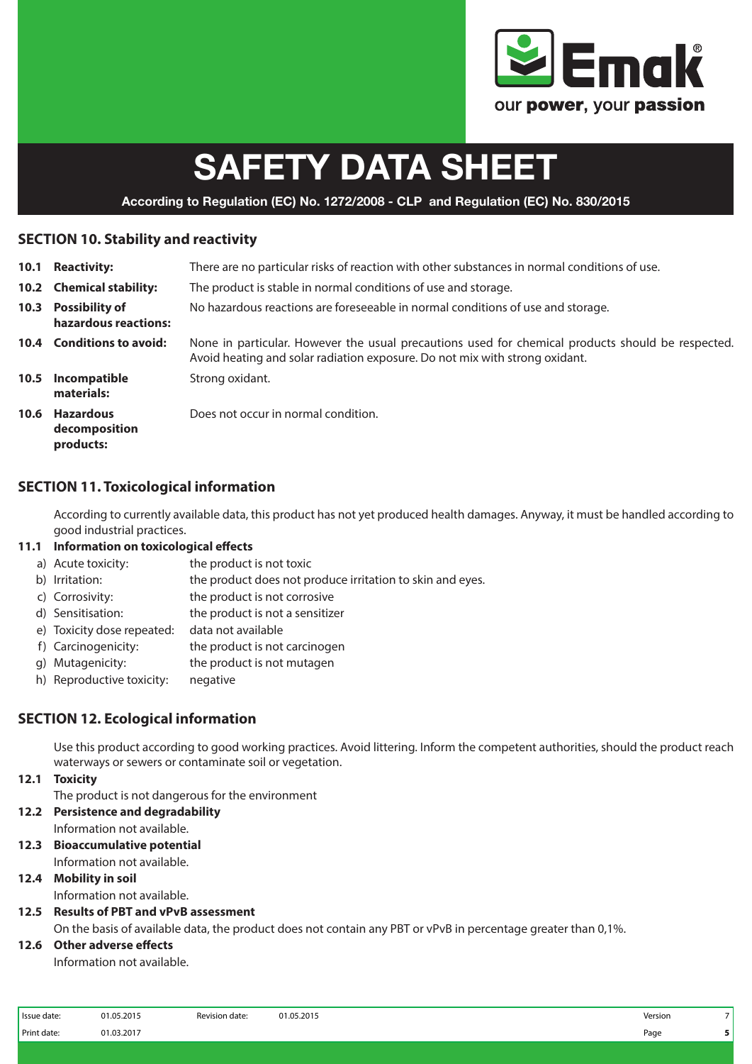# SAFETY DATA SHEET

**According to Regulation (EC) No. 1272/2008 - CLP and Regulation (EC) No. 830/2015**

## SECTION 10. Stability and reactivity

| | | |
|---|---|---|
| **10.1** | **Reactivity:** | There are no particular risks of reaction with other substances in normal conditions of use. |
| **10.2** | **Chemical stability:** | The product is stable in normal conditions of use and storage. |
| **10.3** | **Possibility of hazardous reactions:** | No hazardous reactions are foreseeable in normal conditions of use and storage. |
| **10.4** | **Conditions to avoid:** | None in particular. However the usual precautions used for chemical products should be respected. Avoid heating and solar radiation exposure. Do not mix with strong oxidant. |
| **10.5** | **Incompatible materials:** | Strong oxidant. |
| **10.6** | **Hazardous decomposition products:** | Does not occur in normal condition. |

## SECTION 11. Toxicological information

According to currently available data, this product has not yet produced health damages. Anyway, it must be handled according to good industrial practices.

### 11.1 Information on toxicological effects

a) Acute toxicity: the product is not toxic
b) Irritation: the product does not produce irritation to skin and eyes.
c) Corrosivity: the product is not corrosive
d) Sensitisation: the product is not a sensitizer
e) Toxicity dose repeated: data not available
f) Carcinogenicity: the product is not carcinogen
g) Mutagenicity: the product is not mutagen
h) Reproductive toxicity: negative

## SECTION 12. Ecological information

Use this product according to good working practices. Avoid littering. Inform the competent authorities, should the product reach waterways or sewers or contaminate soil or vegetation.

### 12.1 Toxicity

The product is not dangerous for the environment

### 12.2 Persistence and degradability

Information not available.

### 12.3 Bioaccumulative potential

Information not available.

### 12.4 Mobility in soil

Information not available.

### 12.5 Results of PBT and vPvB assessment

On the basis of available data, the product does not contain any PBT or vPvB in percentage greater than 0,1%.

### 12.6 Other adverse effects

Information not available.

| Issue date: | 01.05.2015 | Revision date: | 01.05.2015 | Version | 7 |
|---|---|---|---|---|---|
| Print date: | 01.03.2017 | | | Page | 5 |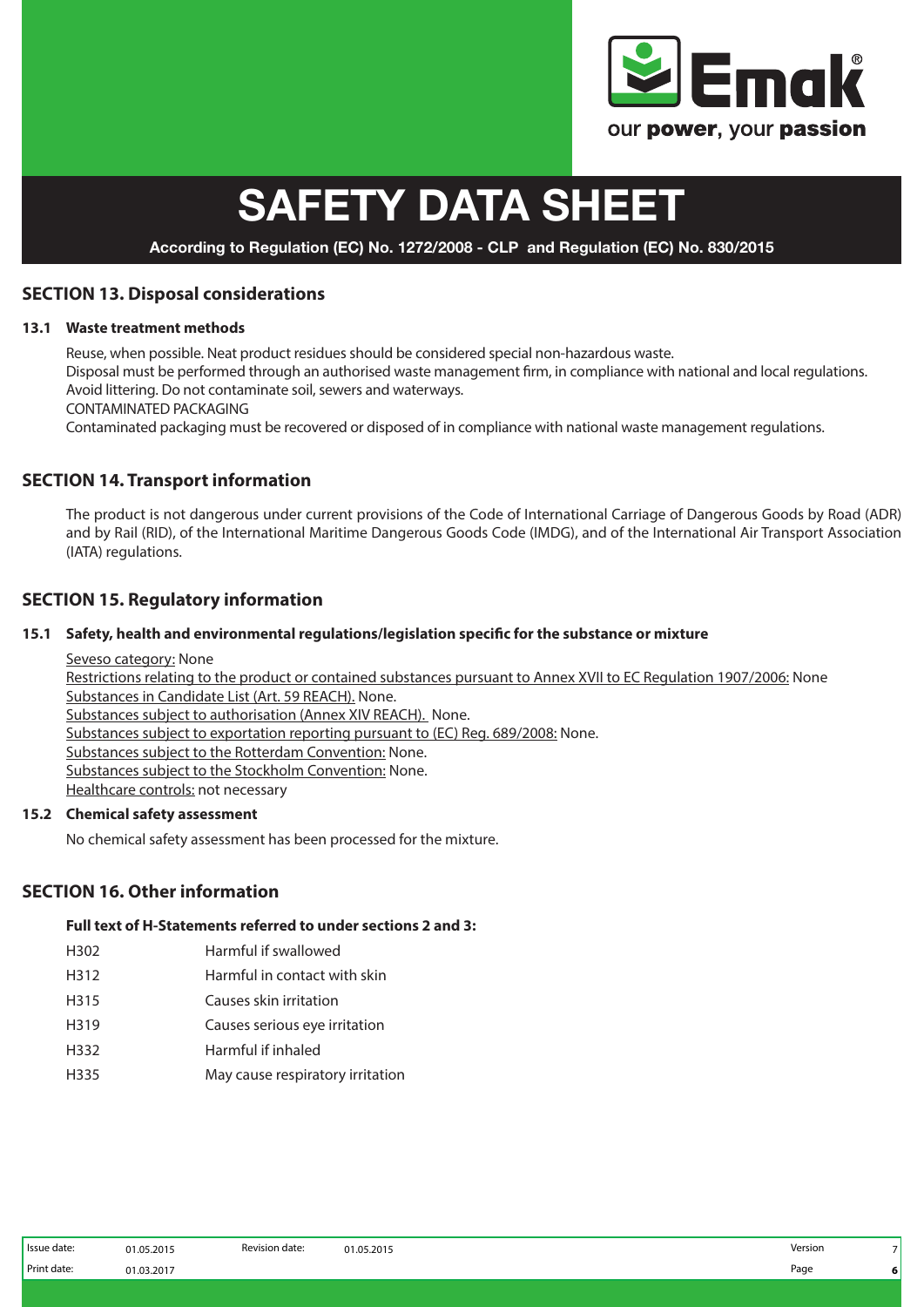## SECTION 13. Disposal considerations

### 13.1 Waste treatment methods

Reuse, when possible. Neat product residues should be considered special non-hazardous waste.
Disposal must be performed through an authorised waste management firm, in compliance with national and local regulations.
Avoid littering. Do not contaminate soil, sewers and waterways.
CONTAMINATED PACKAGING
Contaminated packaging must be recovered or disposed of in compliance with national waste management regulations.

## SECTION 14. Transport information

The product is not dangerous under current provisions of the Code of International Carriage of Dangerous Goods by Road (ADR) and by Rail (RID), of the International Maritime Dangerous Goods Code (IMDG), and of the International Air Transport Association (IATA) regulations.

## SECTION 15. Regulatory information

### 15.1 Safety, health and environmental regulations/legislation specific for the substance or mixture

Seveso category: None
Restrictions relating to the product or contained substances pursuant to Annex XVII to EC Regulation 1907/2006: None
Substances in Candidate List (Art. 59 REACH). None.
Substances subject to authorisation (Annex XIV REACH). None.
Substances subject to exportation reporting pursuant to (EC) Reg. 689/2008: None.
Substances subject to the Rotterdam Convention: None.
Substances subject to the Stockholm Convention: None.
Healthcare controls: not necessary

### 15.2 Chemical safety assessment

No chemical safety assessment has been processed for the mixture.

## SECTION 16. Other information

**Full text of H-Statements referred to under sections 2 and 3:**

| | |
|---|---|
| H302 | Harmful if swallowed |
| H312 | Harmful in contact with skin |
| H315 | Causes skin irritation |
| H319 | Causes serious eye irritation |
| H332 | Harmful if inhaled |
| H335 | May cause respiratory irritation |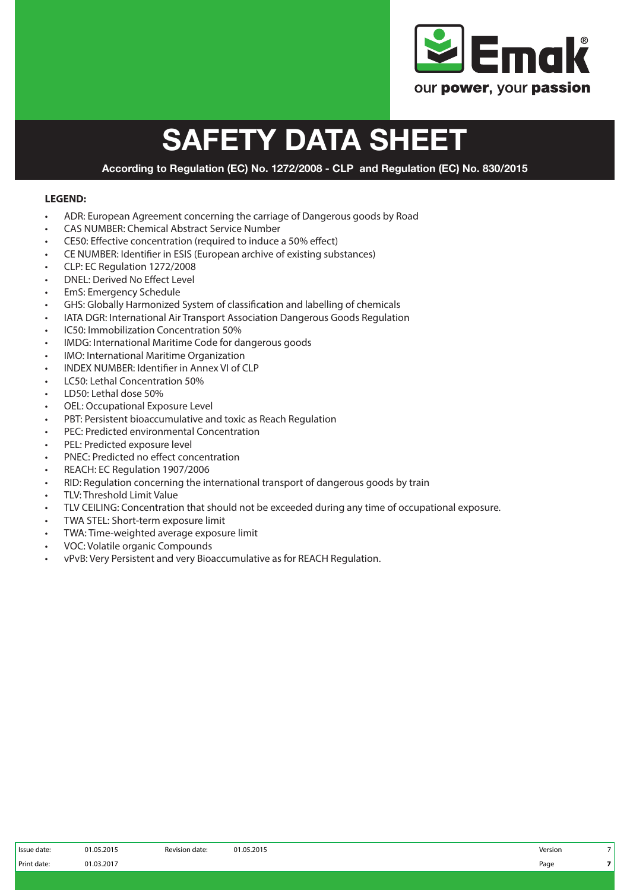**LEGEND:**

- ADR: European Agreement concerning the carriage of Dangerous goods by Road
- CAS NUMBER: Chemical Abstract Service Number
- CE50: Effective concentration (required to induce a 50% effect)
- CE NUMBER: Identifier in ESIS (European archive of existing substances)
- CLP: EC Regulation 1272/2008
- DNEL: Derived No Effect Level
- EmS: Emergency Schedule
- GHS: Globally Harmonized System of classification and labelling of chemicals
- IATA DGR: International Air Transport Association Dangerous Goods Regulation
- IC50: Immobilization Concentration 50%
- IMDG: International Maritime Code for dangerous goods
- IMO: International Maritime Organization
- INDEX NUMBER: Identifier in Annex VI of CLP
- LC50: Lethal Concentration 50%
- LD50: Lethal dose 50%
- OEL: Occupational Exposure Level
- PBT: Persistent bioaccumulative and toxic as Reach Regulation
- PEC: Predicted environmental Concentration
- PEL: Predicted exposure level
- PNEC: Predicted no effect concentration
- REACH: EC Regulation 1907/2006
- RID: Regulation concerning the international transport of dangerous goods by train
- TLV: Threshold Limit Value
- TLV CEILING: Concentration that should not be exceeded during any time of occupational exposure.
- TWA STEL: Short-term exposure limit
- TWA: Time-weighted average exposure limit
- VOC: Volatile organic Compounds
- vPvB: Very Persistent and very Bioaccumulative as for REACH Regulation.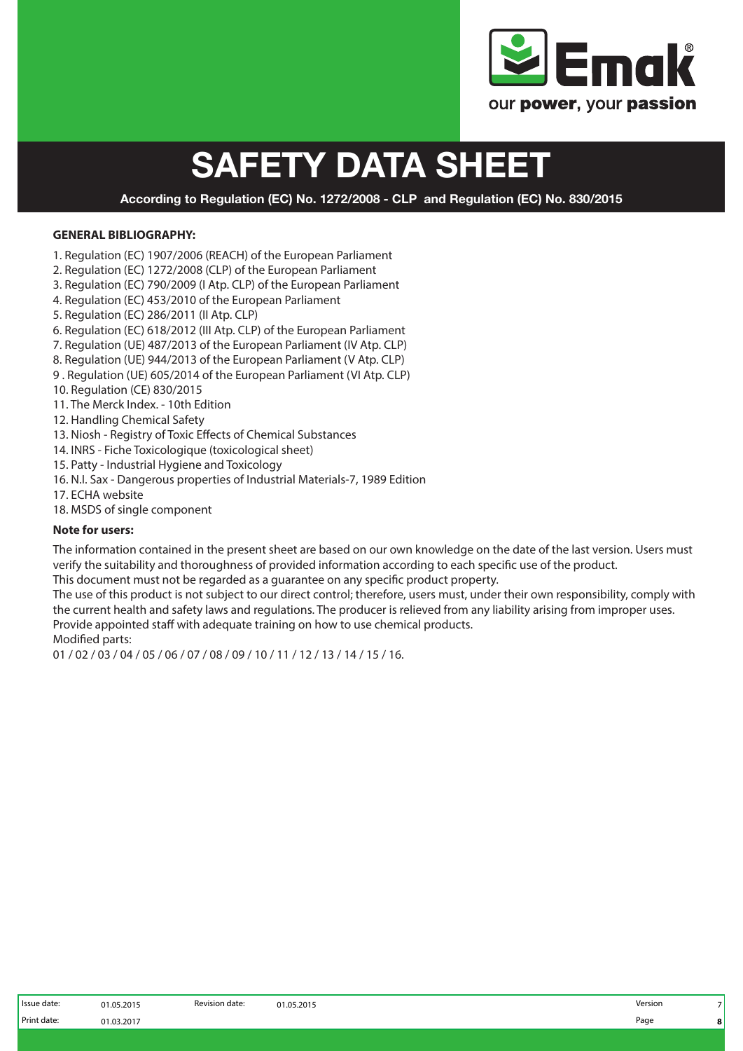# SAFETY DATA SHEET

**According to Regulation (EC) No. 1272/2008 - CLP and Regulation (EC) No. 830/2015**

**GENERAL BIBLIOGRAPHY:**

1. Regulation (EC) 1907/2006 (REACH) of the European Parliament
2. Regulation (EC) 1272/2008 (CLP) of the European Parliament
3. Regulation (EC) 790/2009 (I Atp. CLP) of the European Parliament
4. Regulation (EC) 453/2010 of the European Parliament
5. Regulation (EC) 286/2011 (II Atp. CLP)
6. Regulation (EC) 618/2012 (III Atp. CLP) of the European Parliament
7. Regulation (UE) 487/2013 of the European Parliament (IV Atp. CLP)
8. Regulation (UE) 944/2013 of the European Parliament (V Atp. CLP)
9. Regulation (UE) 605/2014 of the European Parliament (VI Atp. CLP)
10. Regulation (CE) 830/2015
11. The Merck Index. - 10th Edition
12. Handling Chemical Safety
13. Niosh - Registry of Toxic Effects of Chemical Substances
14. INRS - Fiche Toxicologique (toxicological sheet)
15. Patty - Industrial Hygiene and Toxicology
16. N.I. Sax - Dangerous properties of Industrial Materials-7, 1989 Edition
17. ECHA website
18. MSDS of single component

**Note for users:**

The information contained in the present sheet are based on our own knowledge on the date of the last version. Users must verify the suitability and thoroughness of provided information according to each specific use of the product.
This document must not be regarded as a guarantee on any specific product property.
The use of this product is not subject to our direct control; therefore, users must, under their own responsibility, comply with the current health and safety laws and regulations. The producer is relieved from any liability arising from improper uses.
Provide appointed staff with adequate training on how to use chemical products.
Modified parts:
01 / 02 / 03 / 04 / 05 / 06 / 07 / 08 / 09 / 10 / 11 / 12 / 13 / 14 / 15 / 16.

| Issue date: | 01.05.2015 | Revision date: | 01.05.2015 | Version | 7 |
|---|---|---|---|---|---|
| Print date: | 01.03.2017 | | | | |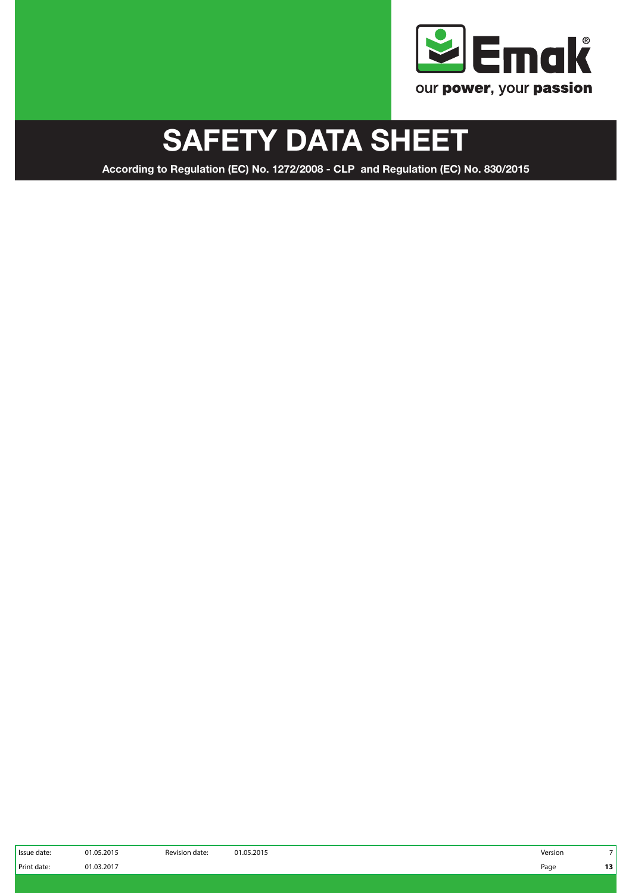# SAFETY DATA SHEET

**According to Regulation (EC) No. 1272/2008 - CLP and Regulation (EC) No. 830/2015**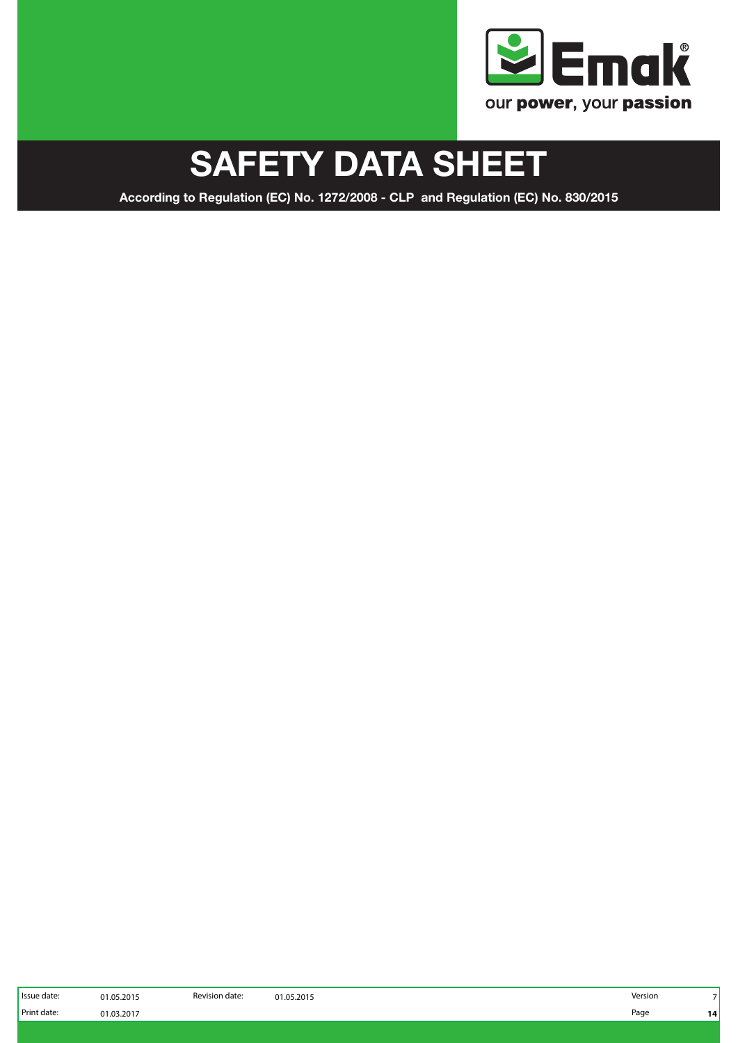# SAFETY DATA SHEET

**According to Regulation (EC) No. 1272/2008 - CLP and Regulation (EC) No. 830/2015**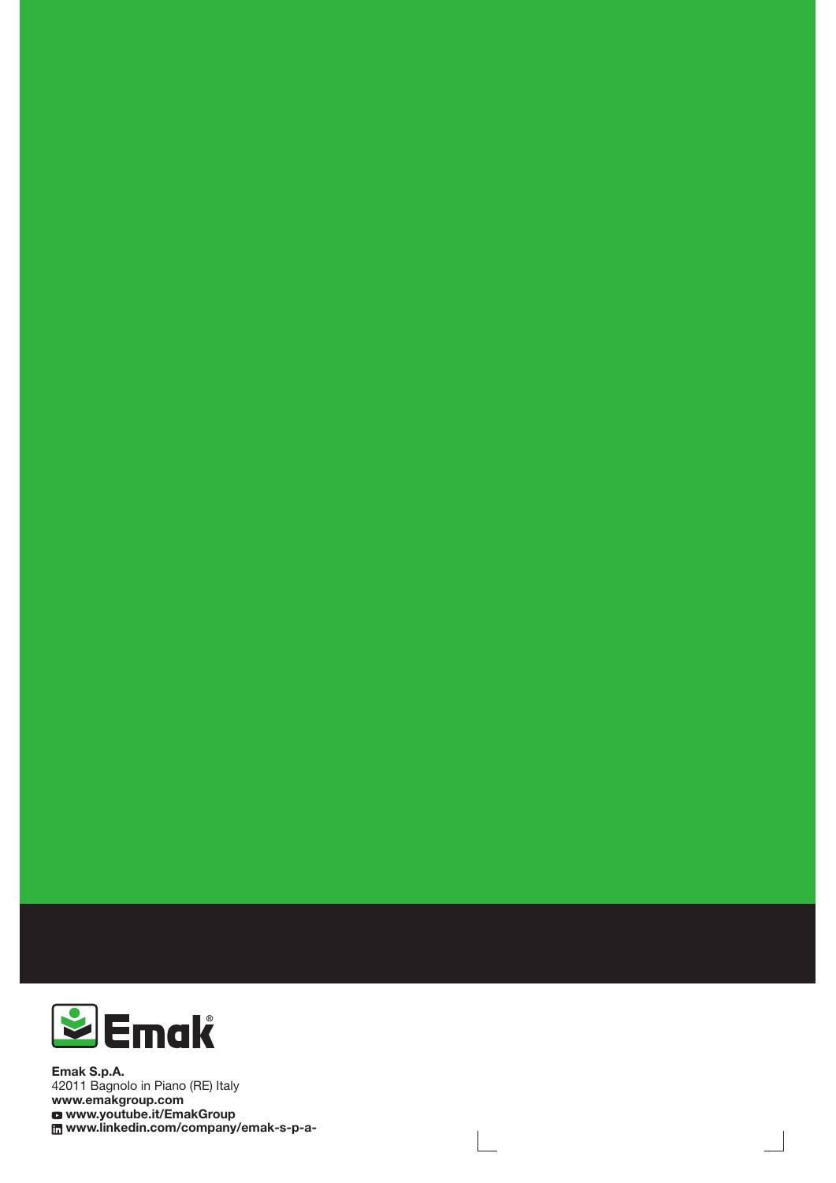**Emak S.p.A.**
42011 Bagnolo in Piano (RE) Italy
**www.emakgroup.com**
**www.youtube.it/EmakGroup**
**www.linkedin.com/company/emak-s-p-a-**